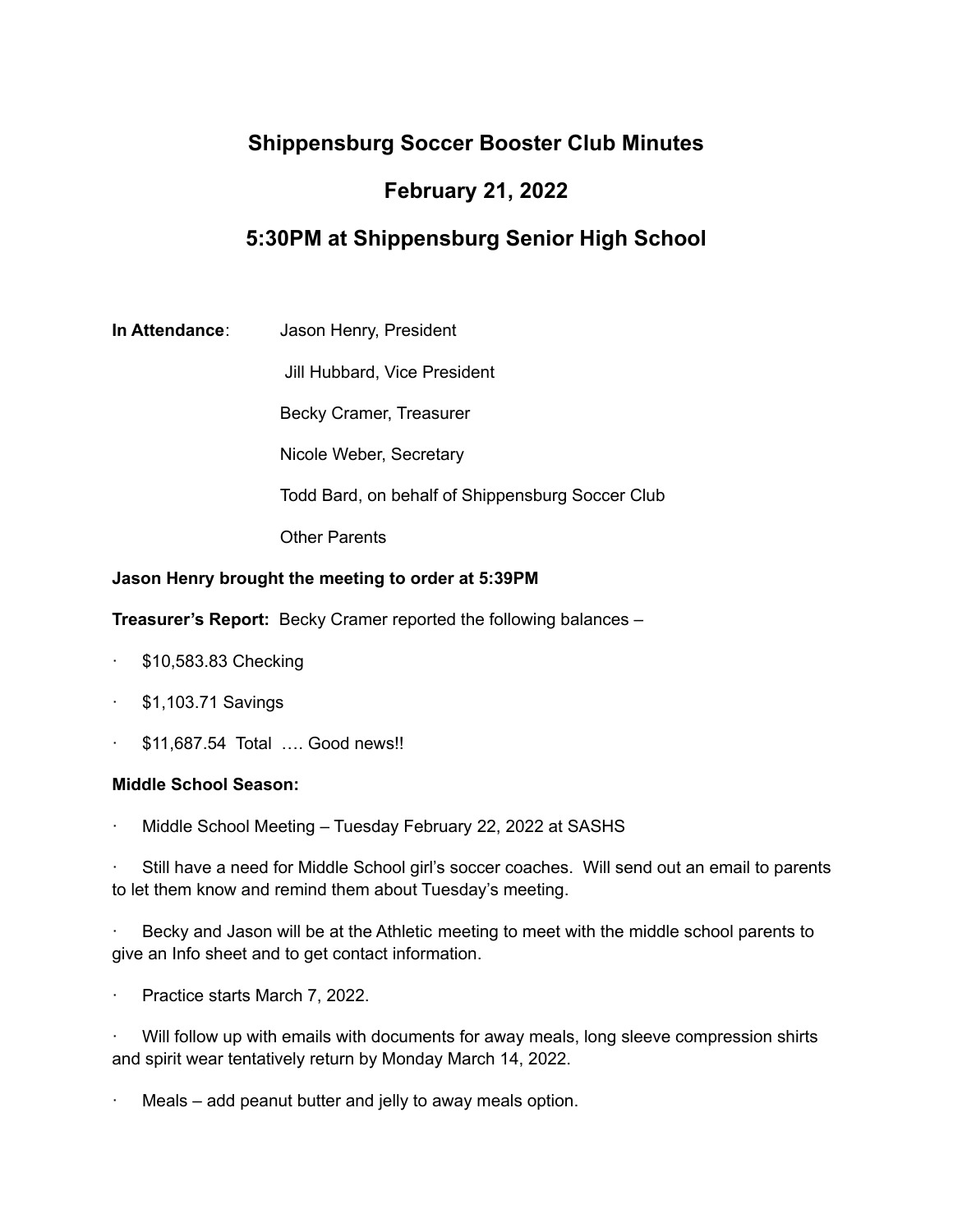# Shippensburg Soccer Booster Club Minutes

## February 21, 2022

## 5:30PM at Shippensburg Senior High School

**In Attendance**: Jason Henry, President

Jill Hubbard, Vice President

Becky Cramer, Treasurer

Nicole Weber, Secretary

Todd Bard, on behalf of Shippensburg Soccer Club

Other Parents

**Jason Henry brought the meeting to order at 5:39PM**

**Treasurer's Report:** Becky Cramer reported the following balances –

- $10,583.83 Checking
- $1,103.71 Savings
- $11,687.54 Total …. Good news!!

**Middle School Season:**

- Middle School Meeting – Tuesday February 22, 2022 at SASHS
- Still have a need for Middle School girl's soccer coaches. Will send out an email to parents to let them know and remind them about Tuesday's meeting.
- Becky and Jason will be at the Athletic meeting to meet with the middle school parents to give an Info sheet and to get contact information.
- Practice starts March 7, 2022.
- Will follow up with emails with documents for away meals, long sleeve compression shirts and spirit wear tentatively return by Monday March 14, 2022.
- Meals – add peanut butter and jelly to away meals option.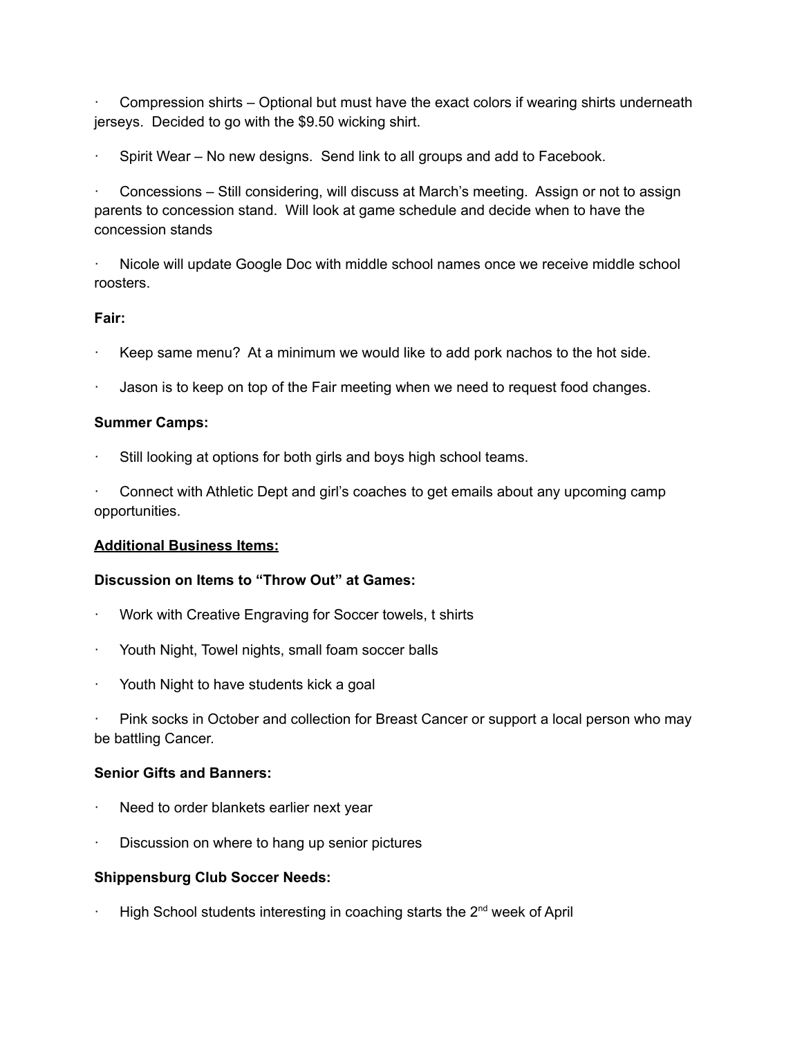- Compression shirts – Optional but must have the exact colors if wearing shirts underneath jerseys.  Decided to go with the $9.50 wicking shirt.

- Spirit Wear – No new designs.  Send link to all groups and add to Facebook.

- Concessions – Still considering, will discuss at March's meeting.  Assign or not to assign parents to concession stand.  Will look at game schedule and decide when to have the concession stands

- Nicole will update Google Doc with middle school names once we receive middle school roosters.

**Fair:**

- Keep same menu?  At a minimum we would like to add pork nachos to the hot side.

- Jason is to keep on top of the Fair meeting when we need to request food changes.

**Summer Camps:**

- Still looking at options for both girls and boys high school teams.

- Connect with Athletic Dept and girl's coaches to get emails about any upcoming camp opportunities.

**<u>Additional Business Items:</u>**

**Discussion on Items to "Throw Out" at Games:**

- Work with Creative Engraving for Soccer towels, t shirts

- Youth Night, Towel nights, small foam soccer balls

- Youth Night to have students kick a goal

- Pink socks in October and collection for Breast Cancer or support a local person who may be battling Cancer.

**Senior Gifts and Banners:**

- Need to order blankets earlier next year

- Discussion on where to hang up senior pictures

**Shippensburg Club Soccer Needs:**

- High School students interesting in coaching starts the 2nd week of April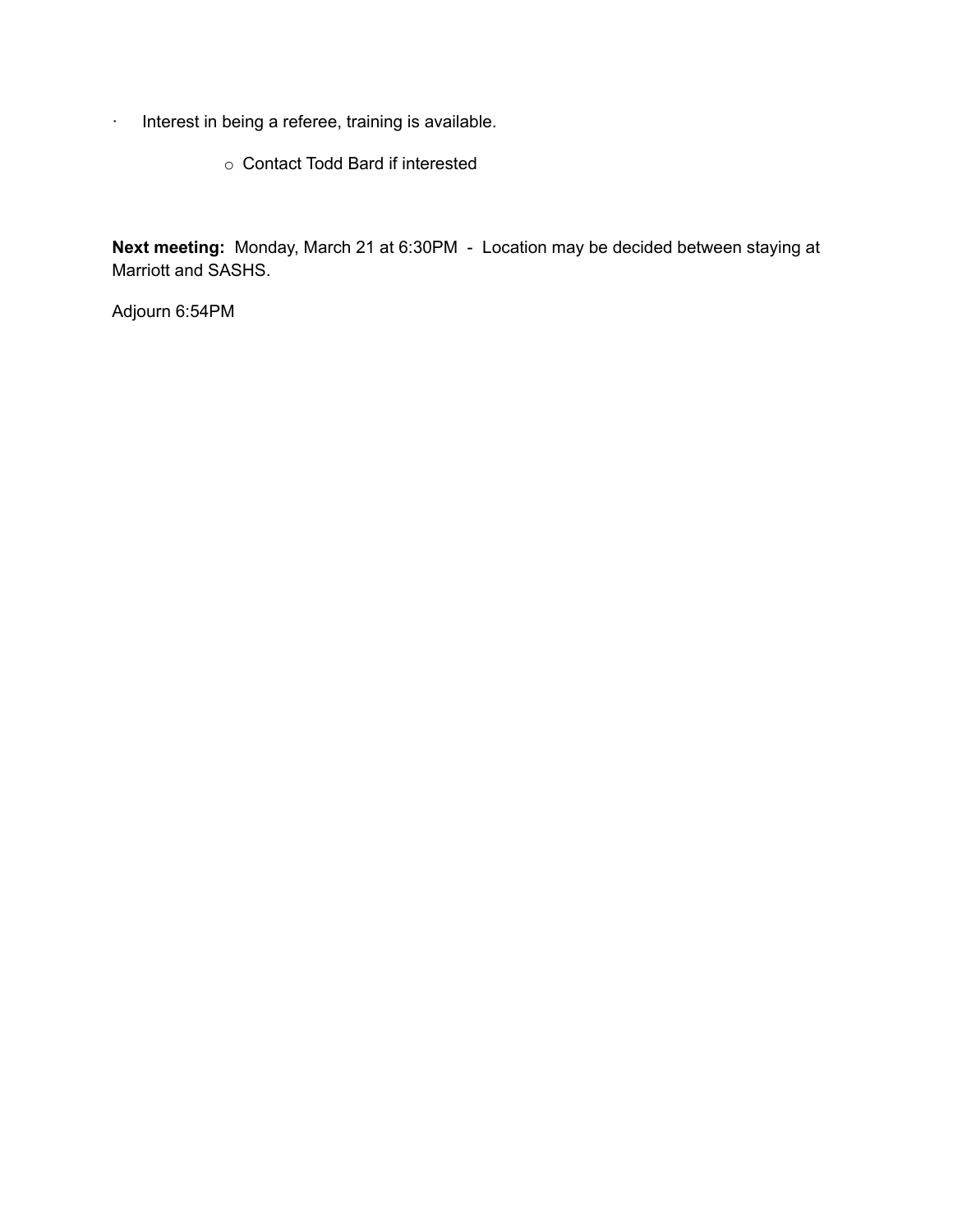- Interest in being a referee, training is available.
    - Contact Todd Bard if interested

**Next meeting:** Monday, March 21 at 6:30PM - Location may be decided between staying at Marriott and SASHS.

Adjourn 6:54PM